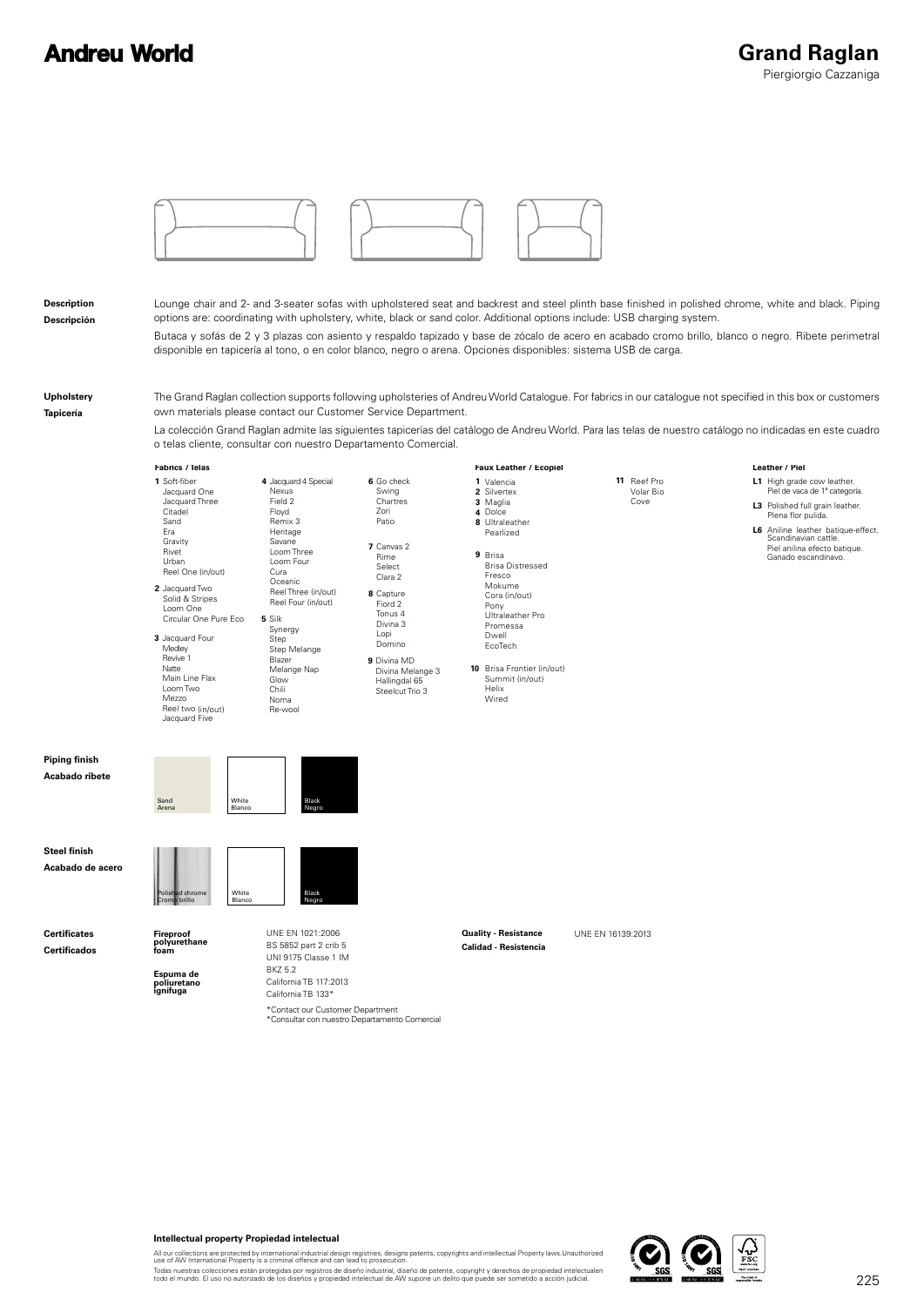# Andreu World

# Grand Raglan

Piergiorgio Cazzaniga

**Description**
**Descripción**

Lounge chair and 2- and 3-seater sofas with upholstered seat and backrest and steel plinth base finished in polished chrome, white and black. Piping options are: coordinating with upholstery, white, black or sand color. Additional options include: USB charging system.

Butaca y sofás de 2 y 3 plazas con asiento y respaldo tapizado y base de zócalo de acero en acabado cromo brillo, blanco o negro. Ribete perimetral disponible en tapicería al tono, o en color blanco, negro o arena. Opciones disponibles: sistema USB de carga.

**Upholstery**
**Tapicería**

The Grand Raglan collection supports following upholsteries of Andreu World Catalogue. For fabrics in our catalogue not specified in this box or customers own materials please contact our Customer Service Department.

La colección Grand Raglan admite las siguientes tapicerías del catálogo de Andreu World. Para las telas de nuestro catálogo no indicadas en este cuadro o telas cliente, consultar con nuestro Departamento Comercial.

**Fabrics / Telas**

**1** Soft-fiber
Jacquard One
Jacquard Three
Citadel
Sand
Era
Gravity
Rivet
Urban
Reel One (in/out)

**2** Jacquard Two
Solid & Stripes
Loom One
Circular One Pure Eco

**3** Jacquard Four
Medley
Revive 1
Natte
Main Line Flax
Loom Two
Mezzo
Reel two (in/out)
Jacquard Five

**4** Jacquard 4 Special
Nexus
Field 2
Floyd
Remix 3
Heritage
Savane
Loom Three
Loom Four
Cura
Oceanic
Reel Three (in/out)
Reel Four (in/out)

**5** Silk
Synergy
Step
Step Melange
Blazer
Melange Nap
Glow
Chili
Noma
Re-wool

**6** Go check
Swing
Chartres
Zori
Patio

**7** Canvas 2
Rime
Select
Clara 2

**8** Capture
Fiord 2
Tonus 4
Divina 3
Lopi
Domino

**9** Divina MD
Divina Melange 3
Hallingdal 65
Steelcut Trio 3

**Faux Leather / Ecopiel**

**1** Valencia
**2** Silvertex
**3** Maglia
**4** Dolce
**8** Ultraleather
Pearlized

**9** Brisa
Brisa Distressed
Fresco
Mokume
Cora (in/out)
Pony
Ultraleather Pro
Promessa
Dwell
EcoTech

**10** Brisa Frontier (in/out)
Summit (in/out)
Helix
Wired

**11** Reef Pro
Volar Bio
Cove

**Leather / Piel**

**L1** High grade cow leather.
Piel de vaca de 1ª categoría.

**L3** Polished full grain leather.
Plena flor pulida.

**L6** Aniline leather batique-effect. Scandinavian cattle.
Piel anilina efecto batique. Ganado escandinavo.

**Piping finish**
**Acabado ribete**

Sand / Arena — White / Blanco — Black / Negro

**Steel finish**
**Acabado de acero**

Polished chrome / Cromo brillo — White / Blanco — Black / Negro

**Certificates**
**Certificados**

**Fireproof polyurethane foam**
**Espuma de poliuretano ignífuga**

UNE EN 1021:2006
BS 5852 part 2 crib 5
UNI 9175 Classe 1 IM
BKZ 5.2
California TB 117:2013
California TB 133*

*Contact our Customer Department
*Consultar con nuestro Departamento Comercial

**Quality - Resistance**
**Calidad - Resistencia**

UNE EN 16139:2013

**Intellectual property Propiedad intelectual**

All our collections are protected by international industrial design registries, designs patents, copyrights and intellectual Property laws. Unauthorized use of AW International Property is a criminal offence and can lead to prosecution.

Todas nuestras colecciones están protegidas por registros de diseño industrial, diseño de patente, copyright y derechos de propiedad intelectualen todo el mundo. El uso no autorizado de los diseños y propiedad intelectual de AW supone un delito que puede ser sometido a acción judicial.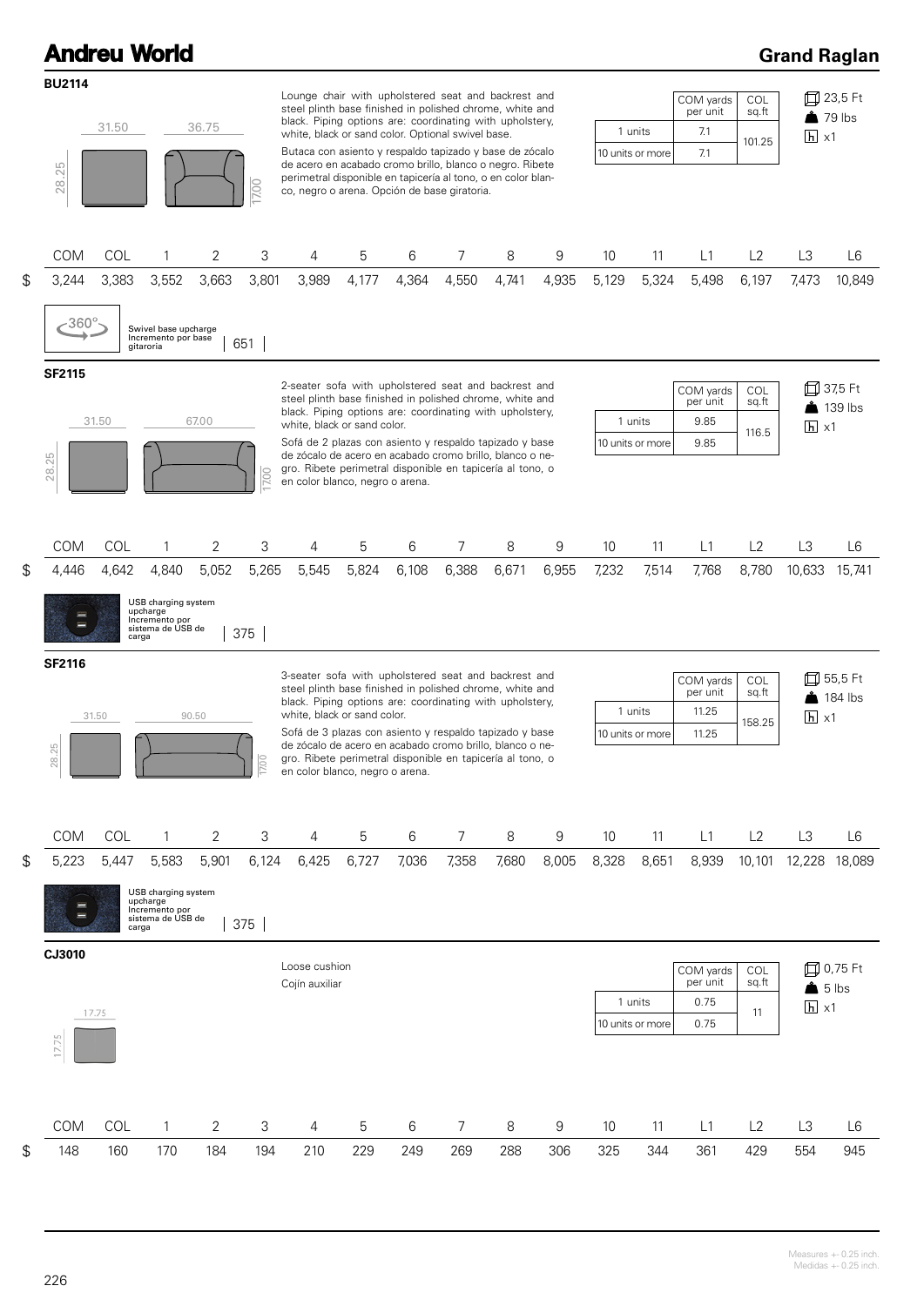# Andreu World

## Grand Raglan

### BU2114

31.50 | 36.75 | 28.25 | 17.00

Lounge chair with upholstered seat and backrest and steel plinth base finished in polished chrome, white and black. Piping options are: coordinating with upholstery, white, black or sand color. Optional swivel base.

Butaca con asiento y respaldo tapizado y base de zócalo de acero en acabado cromo brillo, blanco o negro. Ribete perimetral disponible en tapicería al tono, o en color blanco, negro o arena. Opción de base giratoria.

| | COM yards per unit | COL sq.ft |
|---|---|---|
| 1 units | 7.1 | 101.25 |
| 10 units or more | 7.1 | |

23,5 Ft
79 lbs
x1

| | COM | COL | 1 | 2 | 3 | 4 | 5 | 6 | 7 | 8 | 9 | 10 | 11 | L1 | L2 | L3 | L6 |
|---|---|---|---|---|---|---|---|---|---|---|---|---|---|---|---|---|---|
| $ | 3,244 | 3,383 | 3,552 | 3,663 | 3,801 | 3,989 | 4,177 | 4,364 | 4,550 | 4,741 | 4,935 | 5,129 | 5,324 | 5,498 | 6,197 | 7,473 | 10,849 |

360° Swivel base upcharge / Incremento por base gitaroria | 651

### SF2115

31.50 | 67.00 | 28.25 | 17.00

2-seater sofa with upholstered seat and backrest and steel plinth base finished in polished chrome, white and black. Piping options are: coordinating with upholstery, white, black or sand color.

Sofá de 2 plazas con asiento y respaldo tapizado y base de zócalo de acero en acabado cromo brillo, blanco o negro. Ribete perimetral disponible en tapicería al tono, o en color blanco, negro o arena.

| | COM yards per unit | COL sq.ft |
|---|---|---|
| 1 units | 9.85 | 116.5 |
| 10 units or more | 9.85 | |

37,5 Ft
139 lbs
x1

| | COM | COL | 1 | 2 | 3 | 4 | 5 | 6 | 7 | 8 | 9 | 10 | 11 | L1 | L2 | L3 | L6 |
|---|---|---|---|---|---|---|---|---|---|---|---|---|---|---|---|---|---|
| $ | 4,446 | 4,642 | 4,840 | 5,052 | 5,265 | 5,545 | 5,824 | 6,108 | 6,388 | 6,671 | 6,955 | 7,232 | 7,514 | 7,768 | 8,780 | 10,633 | 15,741 |

USB charging system upcharge / Incremento por sistema de USB de carga | 375

### SF2116

31.50 | 90.50 | 28.25 | 17.00

3-seater sofa with upholstered seat and backrest and steel plinth base finished in polished chrome, white and black. Piping options are: coordinating with upholstery, white, black or sand color.

Sofá de 3 plazas con asiento y respaldo tapizado y base de zócalo de acero en acabado cromo brillo, blanco o negro. Ribete perimetral disponible en tapicería al tono, o en color blanco, negro o arena.

| | COM yards per unit | COL sq.ft |
|---|---|---|
| 1 units | 11.25 | 158.25 |
| 10 units or more | 11.25 | |

55,5 Ft
184 lbs
x1

| | COM | COL | 1 | 2 | 3 | 4 | 5 | 6 | 7 | 8 | 9 | 10 | 11 | L1 | L2 | L3 | L6 |
|---|---|---|---|---|---|---|---|---|---|---|---|---|---|---|---|---|---|
| $ | 5,223 | 5,447 | 5,583 | 5,901 | 6,124 | 6,425 | 6,727 | 7,036 | 7,358 | 7,680 | 8,005 | 8,328 | 8,651 | 8,939 | 10,101 | 12,228 | 18,089 |

USB charging system upcharge / Incremento por sistema de USB de carga | 375

### CJ3010

17.75 | 17.75

Loose cushion

Cojín auxiliar

| | COM yards per unit | COL sq.ft |
|---|---|---|
| 1 units | 0.75 | 11 |
| 10 units or more | 0.75 | |

0,75 Ft
5 lbs
x1

| | COM | COL | 1 | 2 | 3 | 4 | 5 | 6 | 7 | 8 | 9 | 10 | 11 | L1 | L2 | L3 | L6 |
|---|---|---|---|---|---|---|---|---|---|---|---|---|---|---|---|---|---|
| $ | 148 | 160 | 170 | 184 | 194 | 210 | 229 | 249 | 269 | 288 | 306 | 325 | 344 | 361 | 429 | 554 | 945 |

Measures +- 0.25 inch.
Medidas +- 0.25 inch.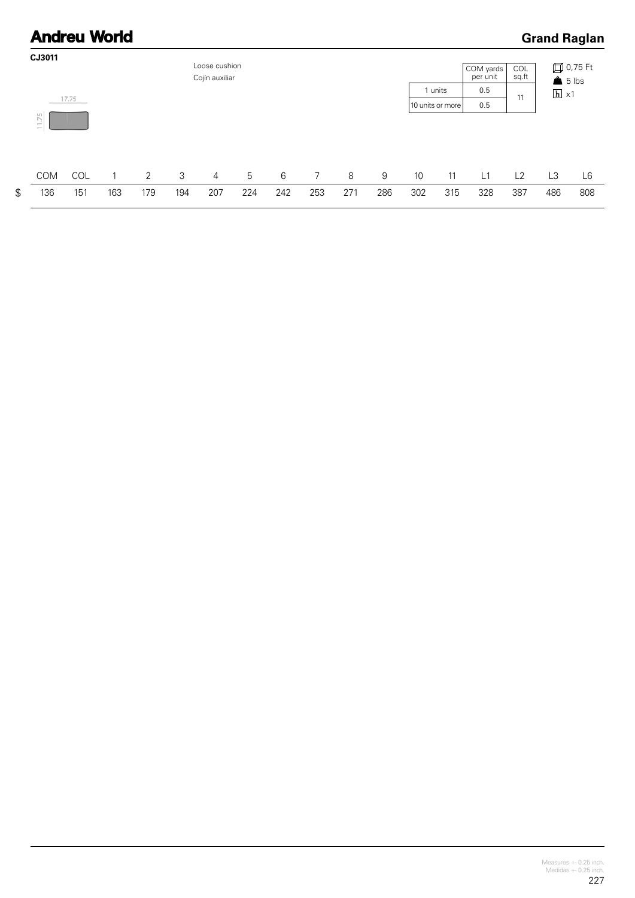**CJ3011**

Loose cushion
Cojín auxiliar

17,75

11,75

| | COM yards per unit | COL sq.ft |
|---|---|---|
| 1 units | 0.5 | 11 |
| 10 units or more | 0.5 | |

0,75 Ft
5 lbs
x1

| | COM | COL | 1 | 2 | 3 | 4 | 5 | 6 | 7 | 8 | 9 | 10 | 11 | L1 | L2 | L3 | L6 |
|---|---|---|---|---|---|---|---|---|---|---|---|---|---|---|---|---|---|
| $ | 136 | 151 | 163 | 179 | 194 | 207 | 224 | 242 | 253 | 271 | 286 | 302 | 315 | 328 | 387 | 486 | 808 |

Measures +- 0.25 inch.
Medidas +- 0.25 inch.